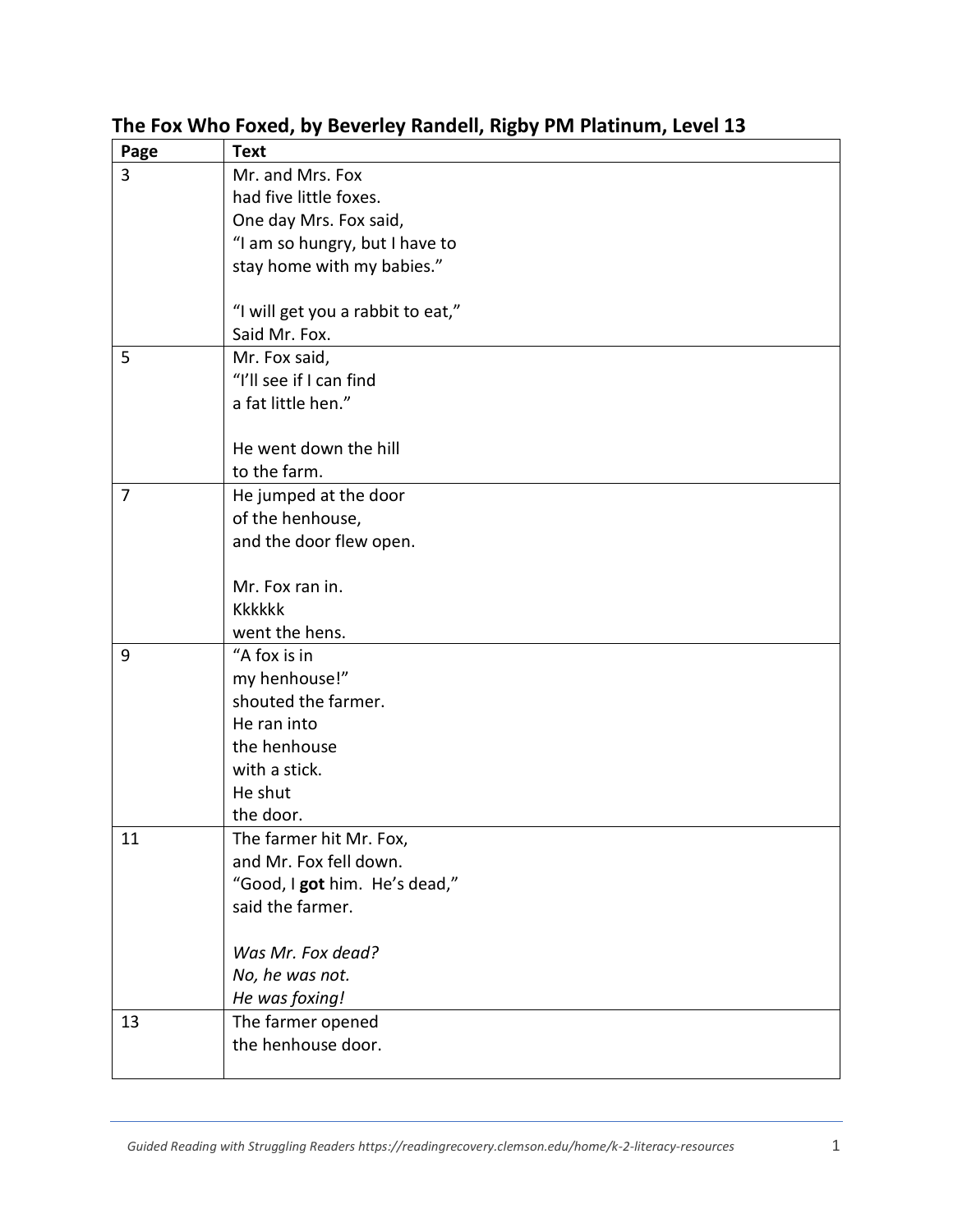## The Fox Who Foxed, by Beverley Randell, Rigby PM Platinum, Level 13

| Page | Text |
|---|---|
| 3 | Mr. and Mrs. Fox<br>had five little foxes.<br>One day Mrs. Fox said,<br>"I am so hungry, but I have to<br>stay home with my babies."<br><br>"I will get you a rabbit to eat,"<br>Said Mr. Fox. |
| 5 | Mr. Fox said,<br>"I'll see if I can find<br>a fat little hen."<br><br>He went down the hill<br>to the farm. |
| 7 | He jumped at the door<br>of the henhouse,<br>and the door flew open.<br><br>Mr. Fox ran in.<br>Kkkkkk<br>went the hens. |
| 9 | "A fox is in<br>my henhouse!"<br>shouted the farmer.<br>He ran into<br>the henhouse<br>with a stick.<br>He shut<br>the door. |
| 11 | The farmer hit Mr. Fox,<br>and Mr. Fox fell down.<br>"Good, I **got** him. He's dead,"<br>said the farmer.<br><br>*Was Mr. Fox dead?*<br>*No, he was not.*<br>*He was foxing!* |
| 13 | The farmer opened<br>the henhouse door. |

*Guided Reading with Struggling Readers https://readingrecovery.clemson.edu/home/k-2-literacy-resources*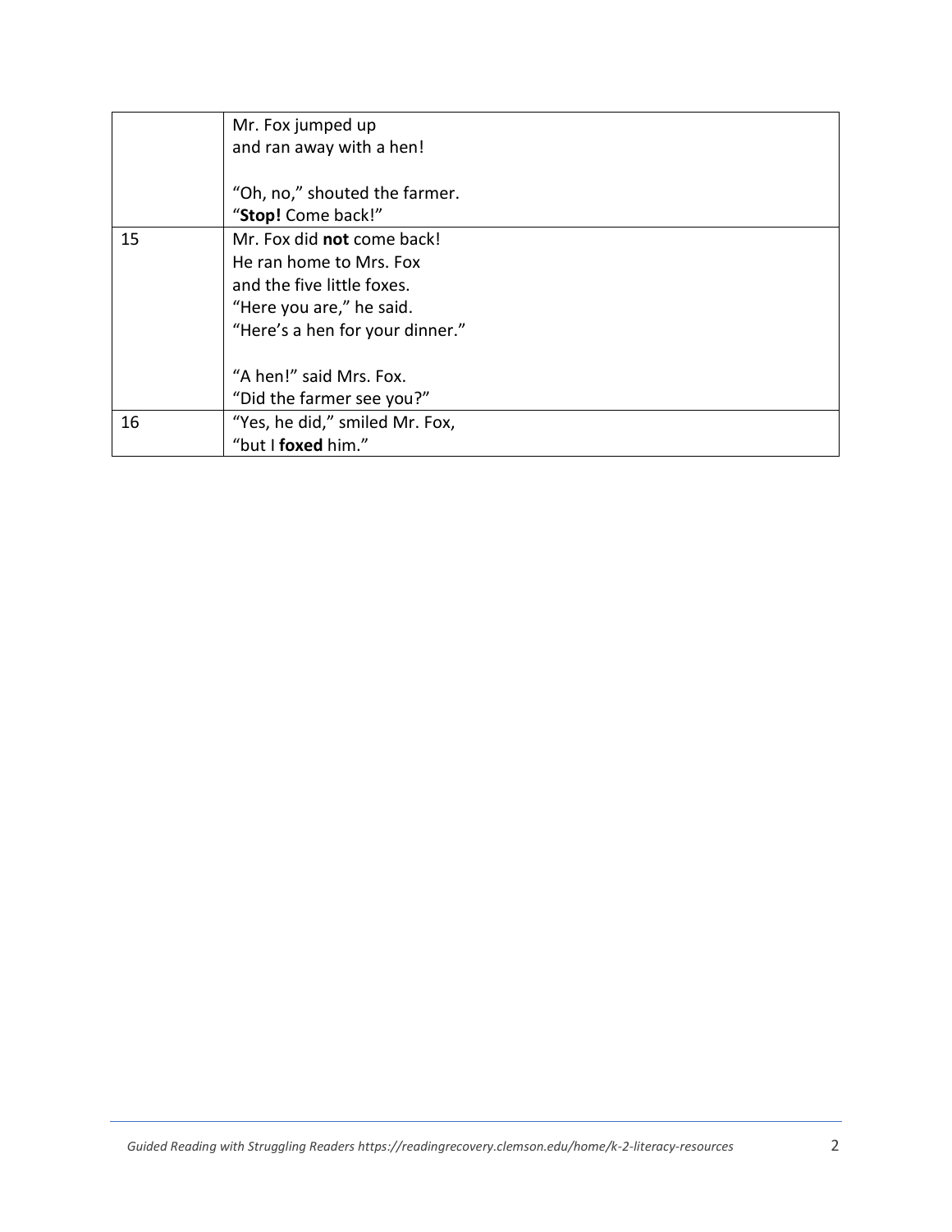| | |
|---|---|
| | Mr. Fox jumped up<br>and ran away with a hen!<br><br>“Oh, no,” shouted the farmer.<br>“**Stop!** Come back!” |
| 15 | Mr. Fox did **not** come back!<br>He ran home to Mrs. Fox<br>and the five little foxes.<br>“Here you are,” he said.<br>“Here’s a hen for your dinner.”<br><br>“A hen!” said Mrs. Fox.<br>“Did the farmer see you?” |
| 16 | “Yes, he did,” smiled Mr. Fox,<br>“but I **foxed** him.” |